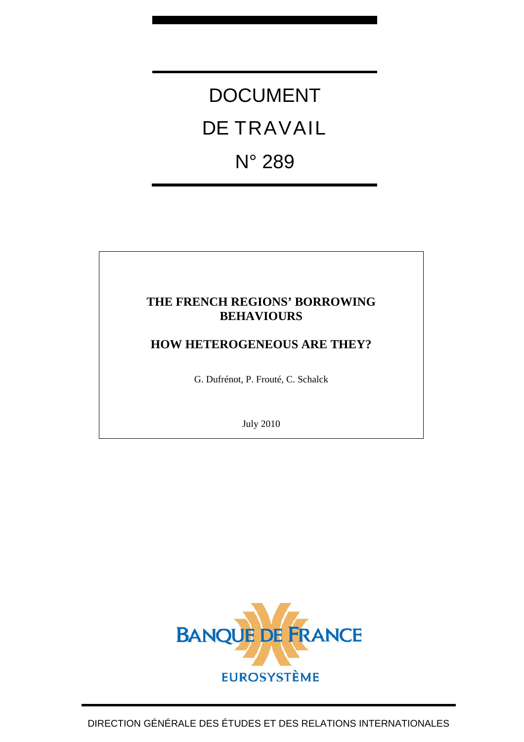# DOCUMENT DE TRAVAIL

# N° 289

## THE FRENCH REGIONS' BORROWING BEHAVIOURS

## HOW HETEROGENEOUS ARE THEY?

G. Dufrénot, P. Frouté, C. Schalck

July 2010

BANQUE DE FRANCE

EUROSYSTÈME

DIRECTION GÉNÉRALE DES ÉTUDES ET DES RELATIONS INTERNATIONALES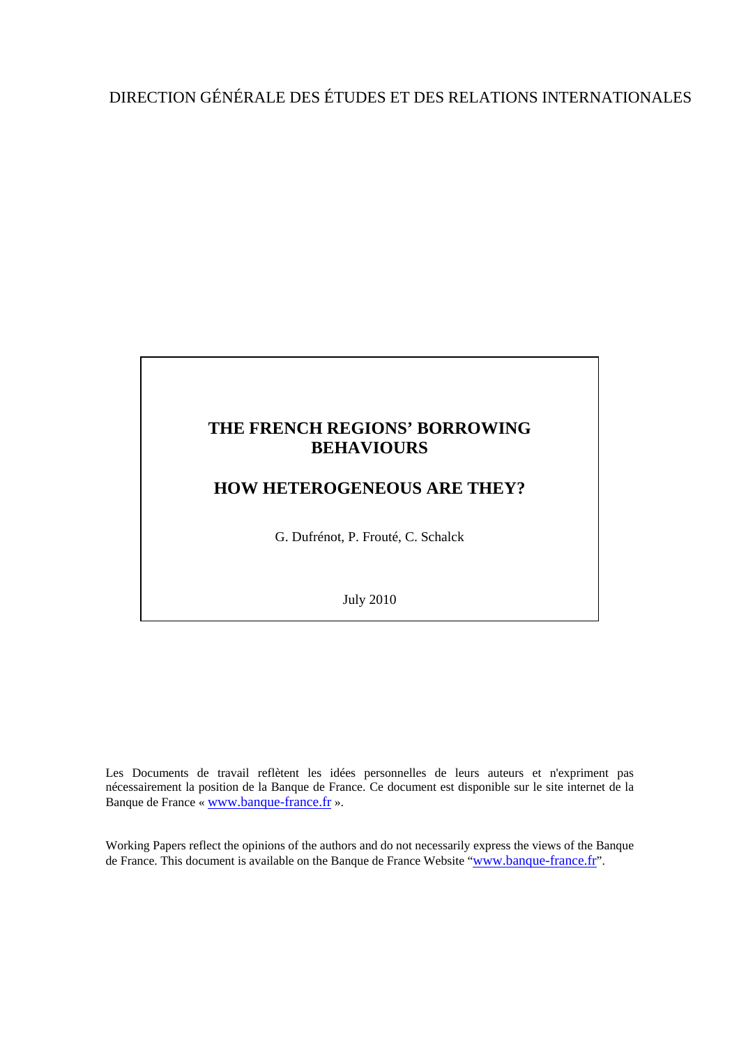DIRECTION GÉNÉRALE DES ÉTUDES ET DES RELATIONS INTERNATIONALES

# THE FRENCH REGIONS' BORROWING BEHAVIOURS

# HOW HETEROGENEOUS ARE THEY?

G. Dufrénot, P. Frouté, C. Schalck

July 2010

Les Documents de travail reflètent les idées personnelles de leurs auteurs et n'expriment pas nécessairement la position de la Banque de France. Ce document est disponible sur le site internet de la Banque de France « www.banque-france.fr ».

Working Papers reflect the opinions of the authors and do not necessarily express the views of the Banque de France. This document is available on the Banque de France Website "www.banque-france.fr".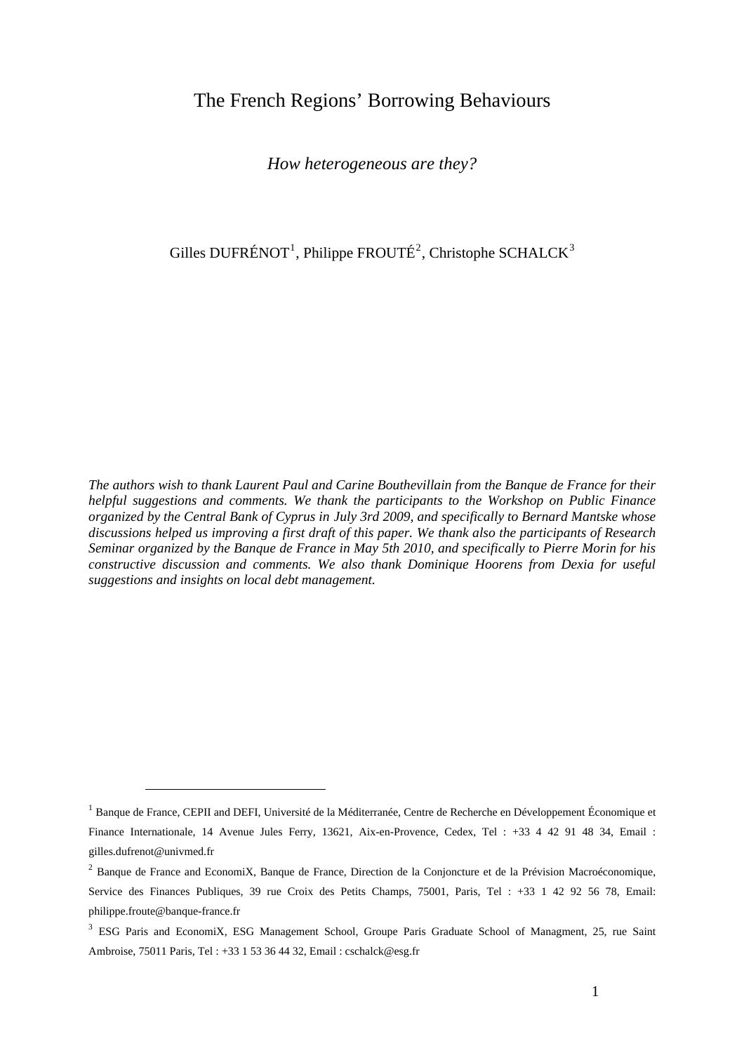# The French Regions' Borrowing Behaviours

*How heterogeneous are they?*

Gilles DUFRÉNOT[1], Philippe FROUTÉ[2], Christophe SCHALCK[3]

*The authors wish to thank Laurent Paul and Carine Bouthevillain from the Banque de France for their helpful suggestions and comments. We thank the participants to the Workshop on Public Finance organized by the Central Bank of Cyprus in July 3rd 2009, and specifically to Bernard Mantske whose discussions helped us improving a first draft of this paper. We thank also the participants of Research Seminar organized by the Banque de France in May 5th 2010, and specifically to Pierre Morin for his constructive discussion and comments. We also thank Dominique Hoorens from Dexia for useful suggestions and insights on local debt management.*

---

[1] Banque de France, CEPII and DEFI, Université de la Méditerranée, Centre de Recherche en Développement Économique et Finance Internationale, 14 Avenue Jules Ferry, 13621, Aix-en-Provence, Cedex, Tel : +33 4 42 91 48 34, Email : gilles.dufrenot@univmed.fr

[2] Banque de France and EconomiX, Banque de France, Direction de la Conjoncture et de la Prévision Macroéconomique, Service des Finances Publiques, 39 rue Croix des Petits Champs, 75001, Paris, Tel : +33 1 42 92 56 78, Email: philippe.froute@banque-france.fr

[3] ESG Paris and EconomiX, ESG Management School, Groupe Paris Graduate School of Managment, 25, rue Saint Ambroise, 75011 Paris, Tel : +33 1 53 36 44 32, Email : cschalck@esg.fr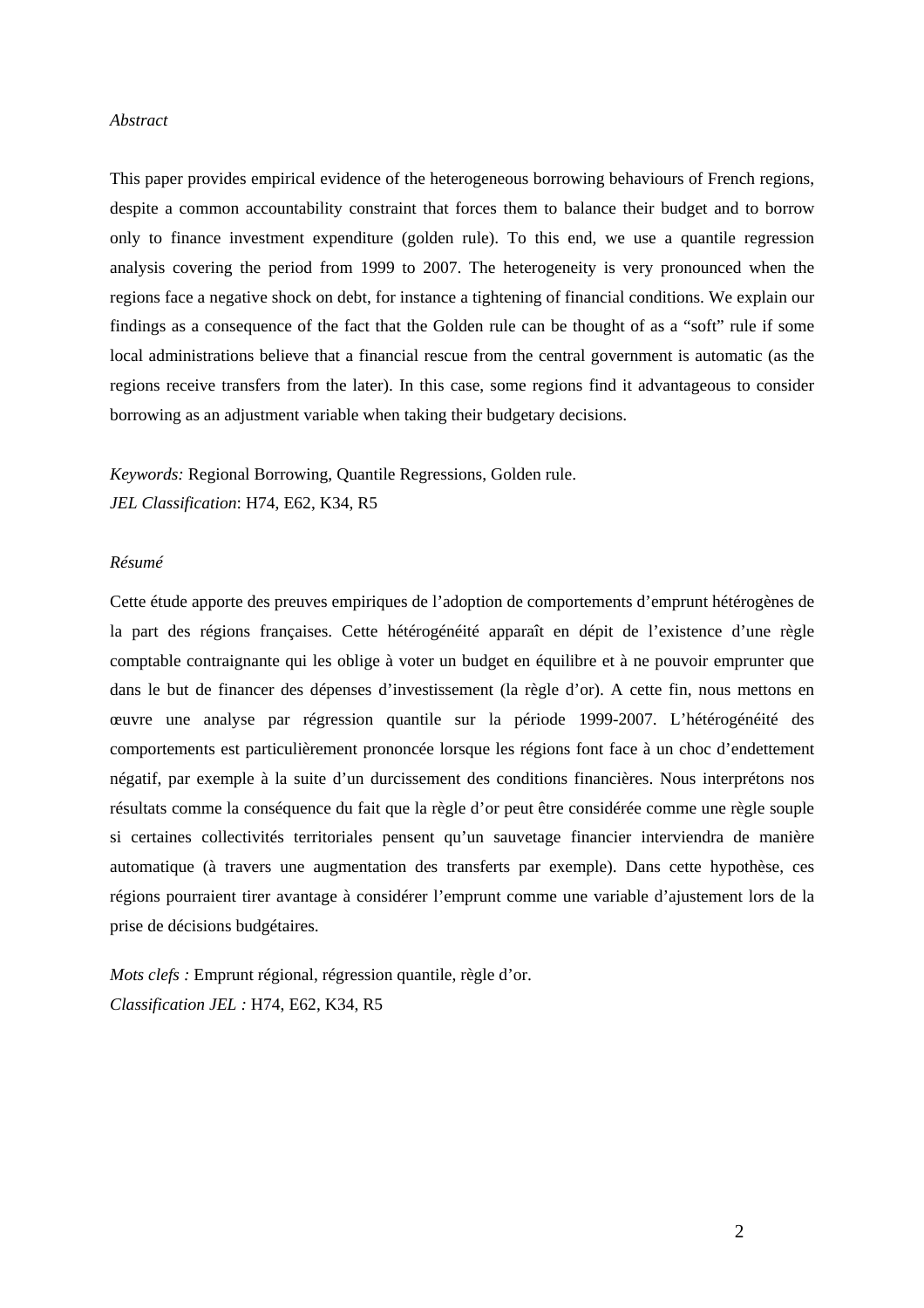*Abstract*

This paper provides empirical evidence of the heterogeneous borrowing behaviours of French regions, despite a common accountability constraint that forces them to balance their budget and to borrow only to finance investment expenditure (golden rule). To this end, we use a quantile regression analysis covering the period from 1999 to 2007. The heterogeneity is very pronounced when the regions face a negative shock on debt, for instance a tightening of financial conditions. We explain our findings as a consequence of the fact that the Golden rule can be thought of as a "soft" rule if some local administrations believe that a financial rescue from the central government is automatic (as the regions receive transfers from the later). In this case, some regions find it advantageous to consider borrowing as an adjustment variable when taking their budgetary decisions.

*Keywords:* Regional Borrowing, Quantile Regressions, Golden rule.
*JEL Classification*: H74, E62, K34, R5

*Résumé*

Cette étude apporte des preuves empiriques de l'adoption de comportements d'emprunt hétérogènes de la part des régions françaises. Cette hétérogénéité apparaît en dépit de l'existence d'une règle comptable contraignante qui les oblige à voter un budget en équilibre et à ne pouvoir emprunter que dans le but de financer des dépenses d'investissement (la règle d'or). A cette fin, nous mettons en œuvre une analyse par régression quantile sur la période 1999-2007. L'hétérogénéité des comportements est particulièrement prononcée lorsque les régions font face à un choc d'endettement négatif, par exemple à la suite d'un durcissement des conditions financières. Nous interprétons nos résultats comme la conséquence du fait que la règle d'or peut être considérée comme une règle souple si certaines collectivités territoriales pensent qu'un sauvetage financier interviendra de manière automatique (à travers une augmentation des transferts par exemple). Dans cette hypothèse, ces régions pourraient tirer avantage à considérer l'emprunt comme une variable d'ajustement lors de la prise de décisions budgétaires.

*Mots clefs :* Emprunt régional, régression quantile, règle d'or.
*Classification JEL :* H74, E62, K34, R5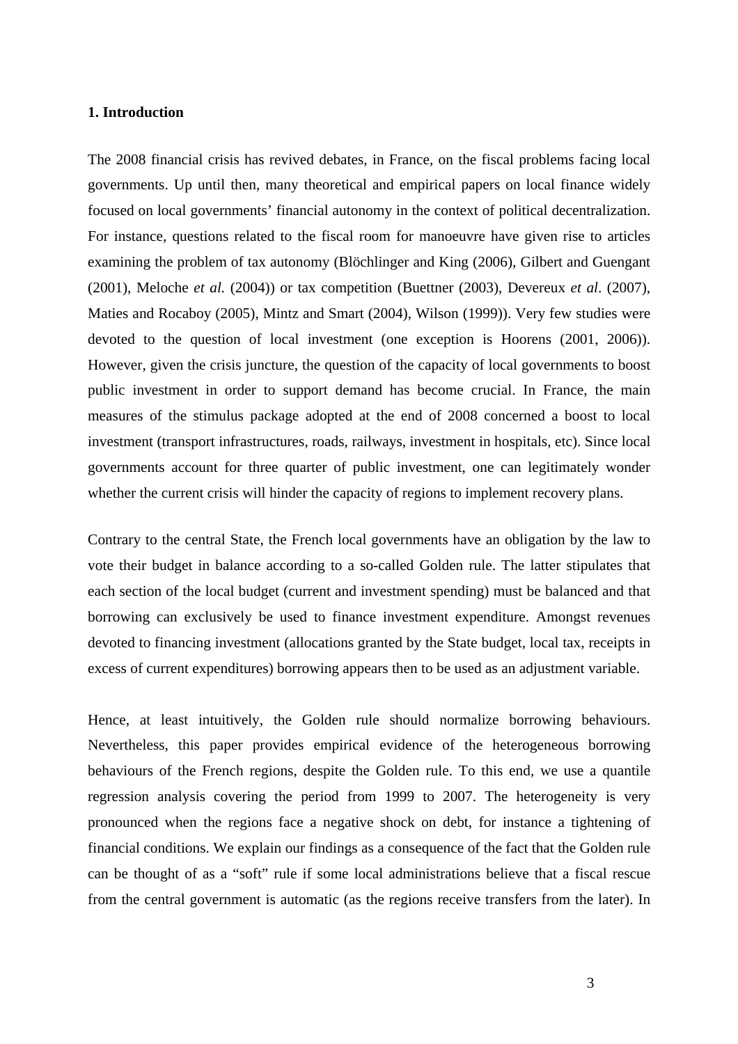## 1. Introduction

The 2008 financial crisis has revived debates, in France, on the fiscal problems facing local governments. Up until then, many theoretical and empirical papers on local finance widely focused on local governments' financial autonomy in the context of political decentralization. For instance, questions related to the fiscal room for manoeuvre have given rise to articles examining the problem of tax autonomy (Blöchlinger and King (2006), Gilbert and Guengant (2001), Meloche *et al.* (2004)) or tax competition (Buettner (2003), Devereux *et al*. (2007), Maties and Rocaboy (2005), Mintz and Smart (2004), Wilson (1999)). Very few studies were devoted to the question of local investment (one exception is Hoorens (2001, 2006)). However, given the crisis juncture, the question of the capacity of local governments to boost public investment in order to support demand has become crucial. In France, the main measures of the stimulus package adopted at the end of 2008 concerned a boost to local investment (transport infrastructures, roads, railways, investment in hospitals, etc). Since local governments account for three quarter of public investment, one can legitimately wonder whether the current crisis will hinder the capacity of regions to implement recovery plans.

Contrary to the central State, the French local governments have an obligation by the law to vote their budget in balance according to a so-called Golden rule. The latter stipulates that each section of the local budget (current and investment spending) must be balanced and that borrowing can exclusively be used to finance investment expenditure. Amongst revenues devoted to financing investment (allocations granted by the State budget, local tax, receipts in excess of current expenditures) borrowing appears then to be used as an adjustment variable.

Hence, at least intuitively, the Golden rule should normalize borrowing behaviours. Nevertheless, this paper provides empirical evidence of the heterogeneous borrowing behaviours of the French regions, despite the Golden rule. To this end, we use a quantile regression analysis covering the period from 1999 to 2007. The heterogeneity is very pronounced when the regions face a negative shock on debt, for instance a tightening of financial conditions. We explain our findings as a consequence of the fact that the Golden rule can be thought of as a "soft" rule if some local administrations believe that a fiscal rescue from the central government is automatic (as the regions receive transfers from the later). In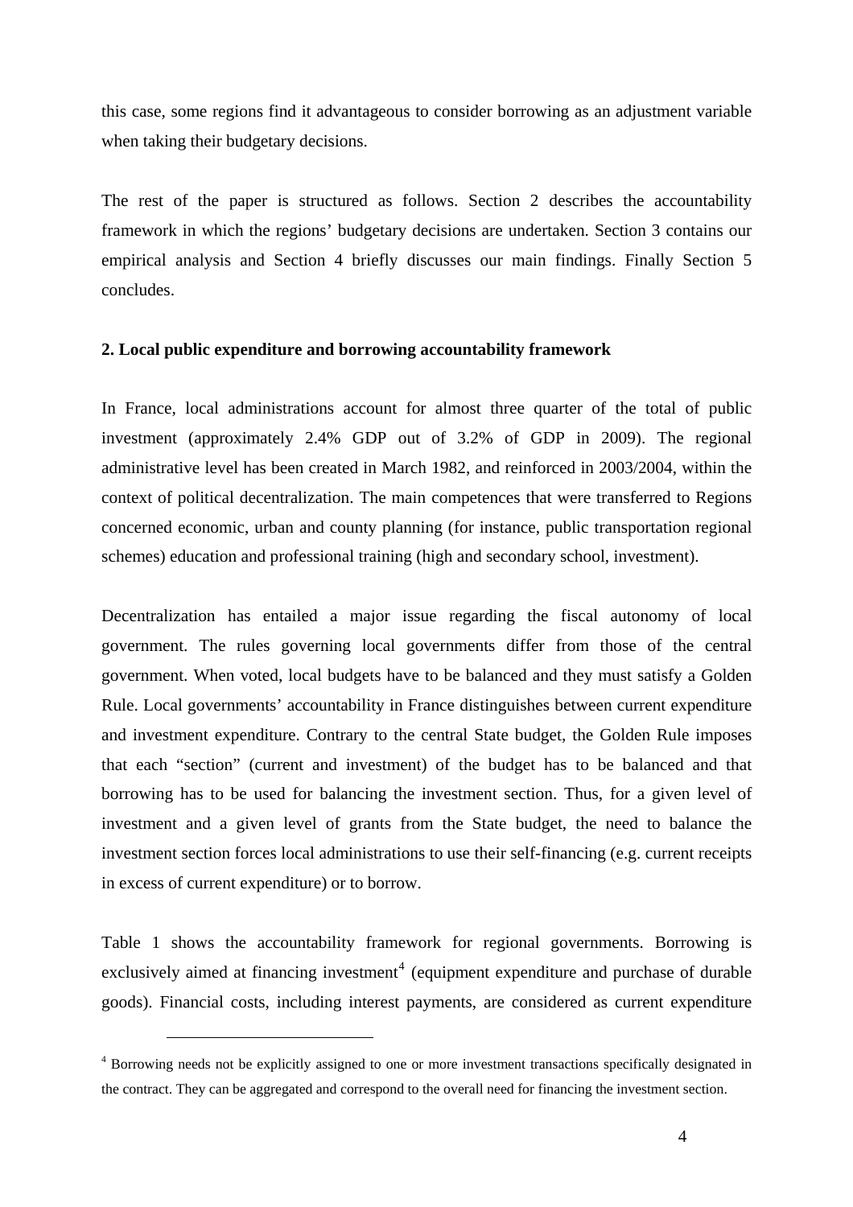this case, some regions find it advantageous to consider borrowing as an adjustment variable when taking their budgetary decisions.

The rest of the paper is structured as follows. Section 2 describes the accountability framework in which the regions' budgetary decisions are undertaken. Section 3 contains our empirical analysis and Section 4 briefly discusses our main findings. Finally Section 5 concludes.

## 2. Local public expenditure and borrowing accountability framework

In France, local administrations account for almost three quarter of the total of public investment (approximately 2.4% GDP out of 3.2% of GDP in 2009). The regional administrative level has been created in March 1982, and reinforced in 2003/2004, within the context of political decentralization. The main competences that were transferred to Regions concerned economic, urban and county planning (for instance, public transportation regional schemes) education and professional training (high and secondary school, investment).

Decentralization has entailed a major issue regarding the fiscal autonomy of local government. The rules governing local governments differ from those of the central government. When voted, local budgets have to be balanced and they must satisfy a Golden Rule. Local governments' accountability in France distinguishes between current expenditure and investment expenditure. Contrary to the central State budget, the Golden Rule imposes that each "section" (current and investment) of the budget has to be balanced and that borrowing has to be used for balancing the investment section. Thus, for a given level of investment and a given level of grants from the State budget, the need to balance the investment section forces local administrations to use their self-financing (e.g. current receipts in excess of current expenditure) or to borrow.

Table 1 shows the accountability framework for regional governments. Borrowing is exclusively aimed at financing investment[4] (equipment expenditure and purchase of durable goods). Financial costs, including interest payments, are considered as current expenditure

[4] Borrowing needs not be explicitly assigned to one or more investment transactions specifically designated in the contract. They can be aggregated and correspond to the overall need for financing the investment section.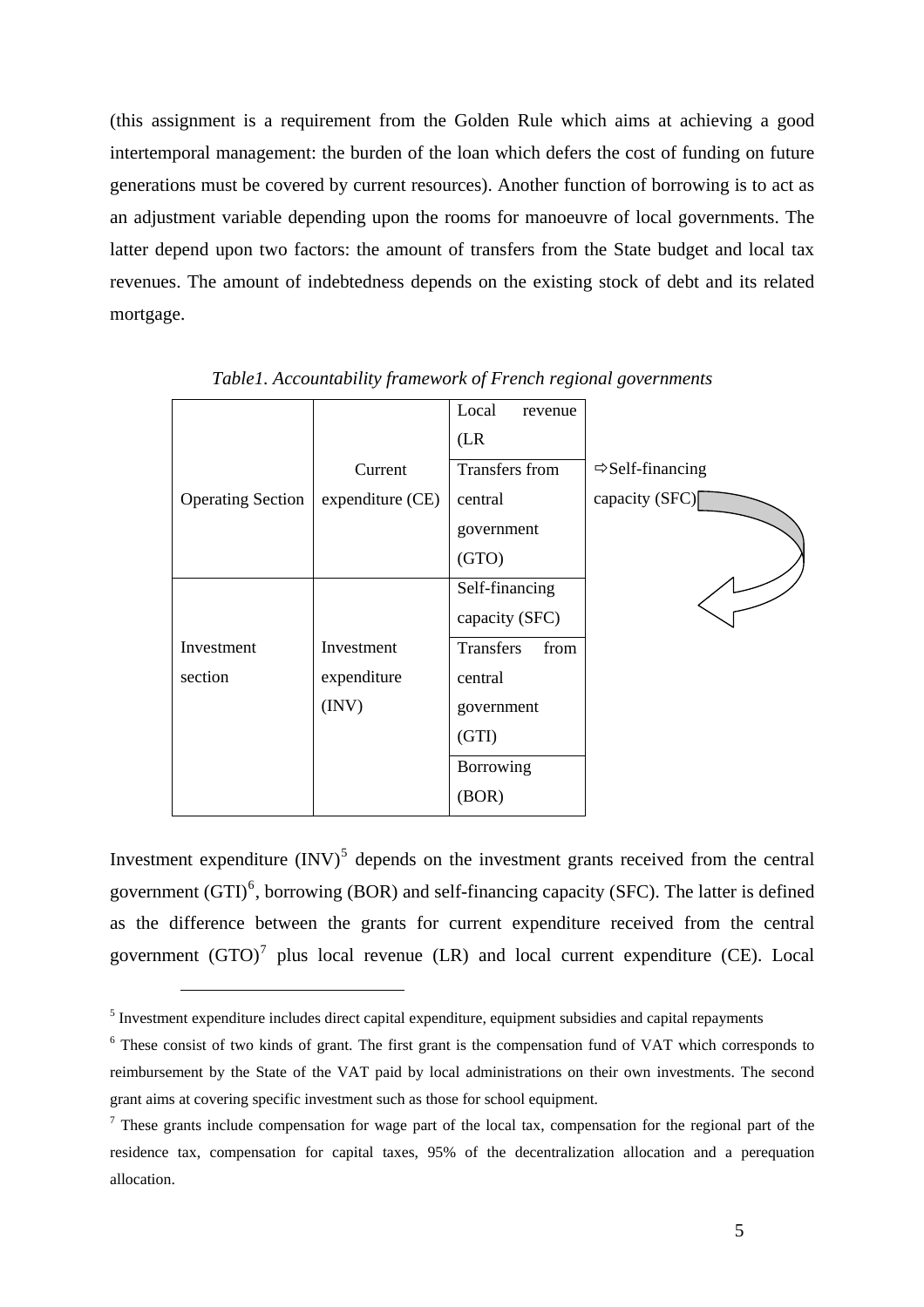(this assignment is a requirement from the Golden Rule which aims at achieving a good intertemporal management: the burden of the loan which defers the cost of funding on future generations must be covered by current resources). Another function of borrowing is to act as an adjustment variable depending upon the rooms for manoeuvre of local governments. The latter depend upon two factors: the amount of transfers from the State budget and local tax revenues. The amount of indebtedness depends on the existing stock of debt and its related mortgage.

*Table1. Accountability framework of French regional governments*

| | | | |
|---|---|---|---|
| Operating Section | Current expenditure (CE) | Local revenue (LR | |
| | | Transfers from central government (GTO) | ⇨Self-financing capacity (SFC) |
| Investment section | Investment expenditure (INV) | Self-financing capacity (SFC) | |
| | | Transfers from central government (GTI) | |
| | | Borrowing (BOR) | |

Investment expenditure (INV)[5] depends on the investment grants received from the central government (GTI)[6], borrowing (BOR) and self-financing capacity (SFC). The latter is defined as the difference between the grants for current expenditure received from the central government (GTO)[7] plus local revenue (LR) and local current expenditure (CE). Local

[5] Investment expenditure includes direct capital expenditure, equipment subsidies and capital repayments

[6] These consist of two kinds of grant. The first grant is the compensation fund of VAT which corresponds to reimbursement by the State of the VAT paid by local administrations on their own investments. The second grant aims at covering specific investment such as those for school equipment.

[7] These grants include compensation for wage part of the local tax, compensation for the regional part of the residence tax, compensation for capital taxes, 95% of the decentralization allocation and a perequation allocation.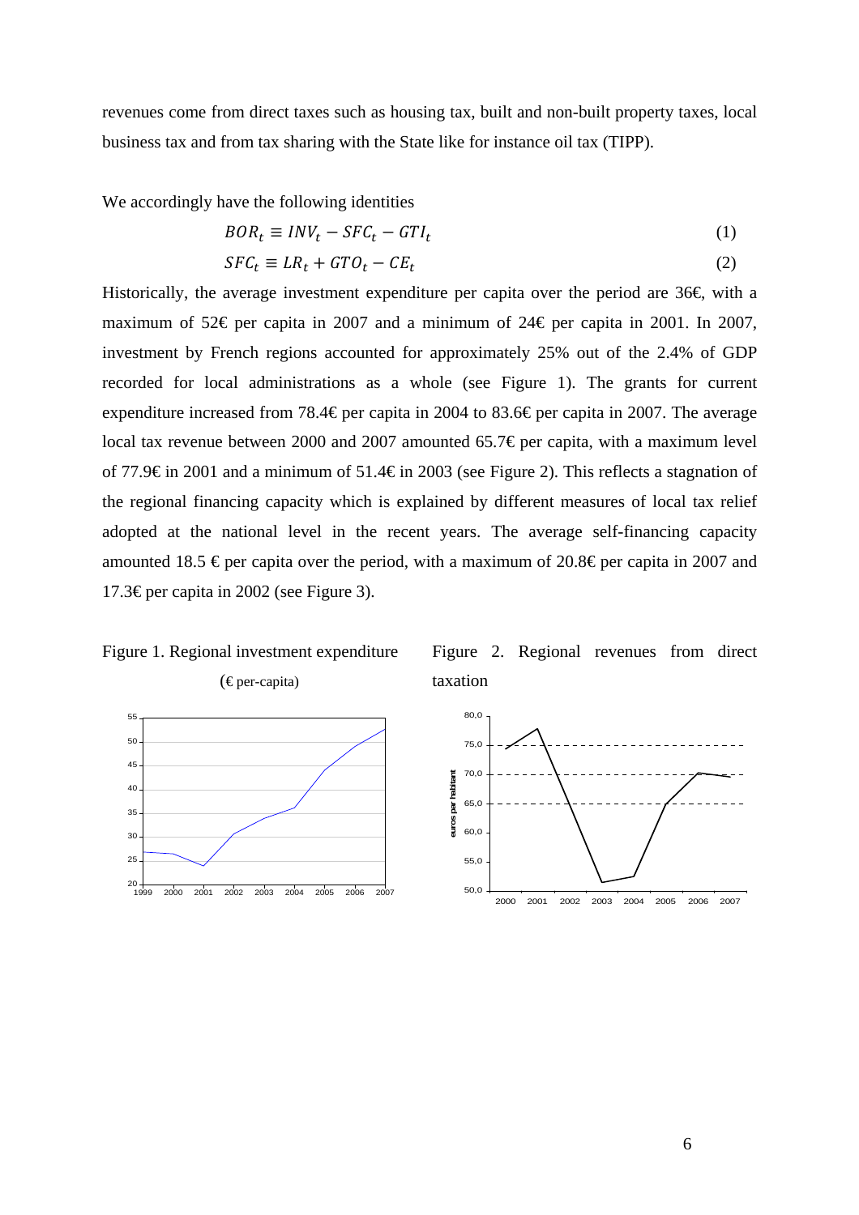revenues come from direct taxes such as housing tax, built and non-built property taxes, local business tax and from tax sharing with the State like for instance oil tax (TIPP).

We accordingly have the following identities

$$BOR_t \equiv INV_t - SFC_t - GTI_t \tag{1}$$

$$SFC_t \equiv LR_t + GTO_t - CE_t \tag{2}$$

Historically, the average investment expenditure per capita over the period are 36€, with a maximum of 52€ per capita in 2007 and a minimum of 24€ per capita in 2001. In 2007, investment by French regions accounted for approximately 25% out of the 2.4% of GDP recorded for local administrations as a whole (see Figure 1). The grants for current expenditure increased from 78.4€ per capita in 2004 to 83.6€ per capita in 2007. The average local tax revenue between 2000 and 2007 amounted 65.7€ per capita, with a maximum level of 77.9€ in 2001 and a minimum of 51.4€ in 2003 (see Figure 2). This reflects a stagnation of the regional financing capacity which is explained by different measures of local tax relief adopted at the national level in the recent years. The average self-financing capacity amounted 18.5 € per capita over the period, with a maximum of 20.8€ per capita in 2007 and 17.3€ per capita in 2002 (see Figure 3).

Figure 1. Regional investment expenditure (€ per-capita)

Figure 2. Regional revenues from direct taxation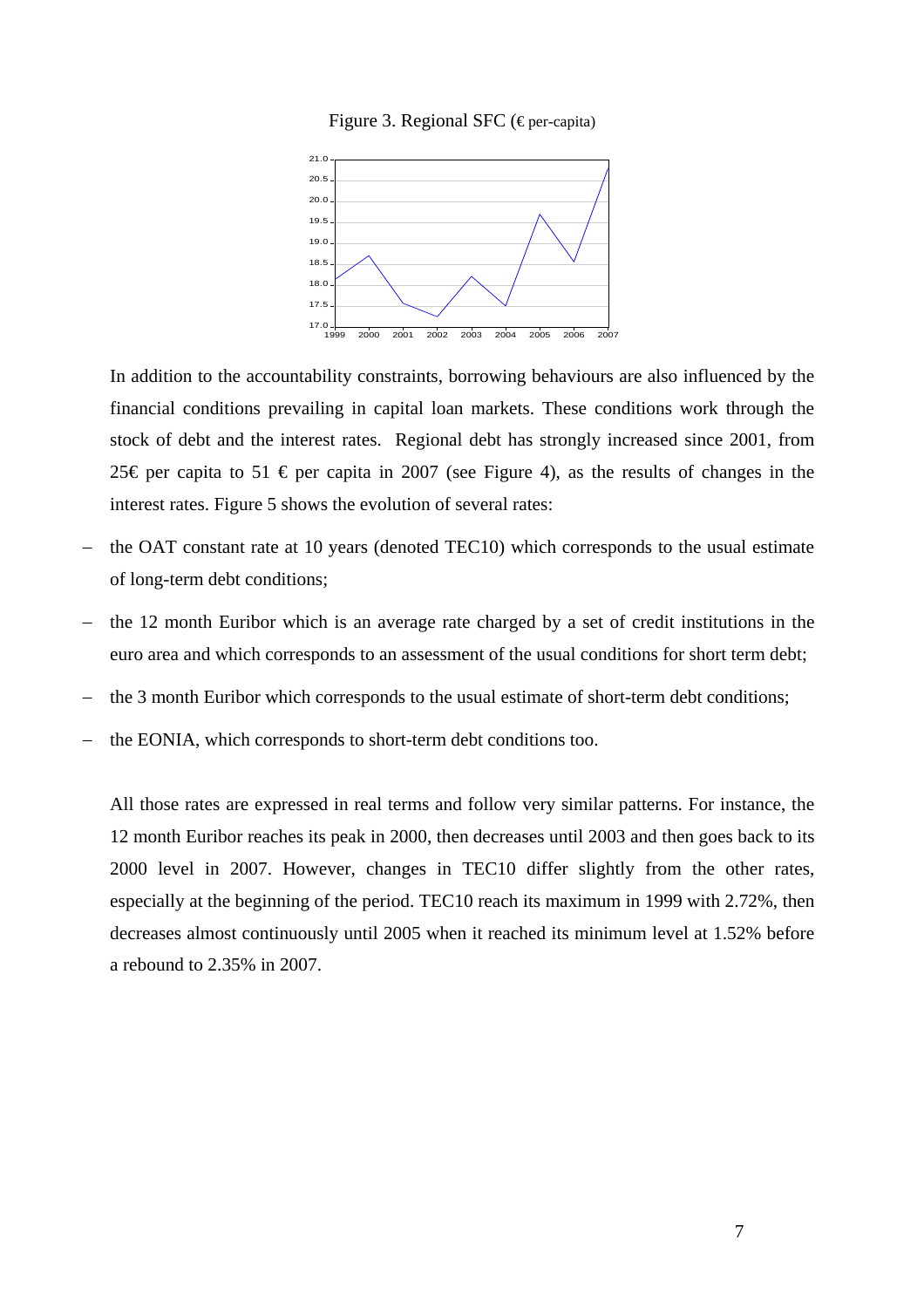Figure 3. Regional SFC (€ per-capita)

In addition to the accountability constraints, borrowing behaviours are also influenced by the financial conditions prevailing in capital loan markets. These conditions work through the stock of debt and the interest rates. Regional debt has strongly increased since 2001, from 25€ per capita to 51 € per capita in 2007 (see Figure 4), as the results of changes in the interest rates. Figure 5 shows the evolution of several rates:

- the OAT constant rate at 10 years (denoted TEC10) which corresponds to the usual estimate of long-term debt conditions;
- the 12 month Euribor which is an average rate charged by a set of credit institutions in the euro area and which corresponds to an assessment of the usual conditions for short term debt;
- the 3 month Euribor which corresponds to the usual estimate of short-term debt conditions;
- the EONIA, which corresponds to short-term debt conditions too.

All those rates are expressed in real terms and follow very similar patterns. For instance, the 12 month Euribor reaches its peak in 2000, then decreases until 2003 and then goes back to its 2000 level in 2007. However, changes in TEC10 differ slightly from the other rates, especially at the beginning of the period. TEC10 reach its maximum in 1999 with 2.72%, then decreases almost continuously until 2005 when it reached its minimum level at 1.52% before a rebound to 2.35% in 2007.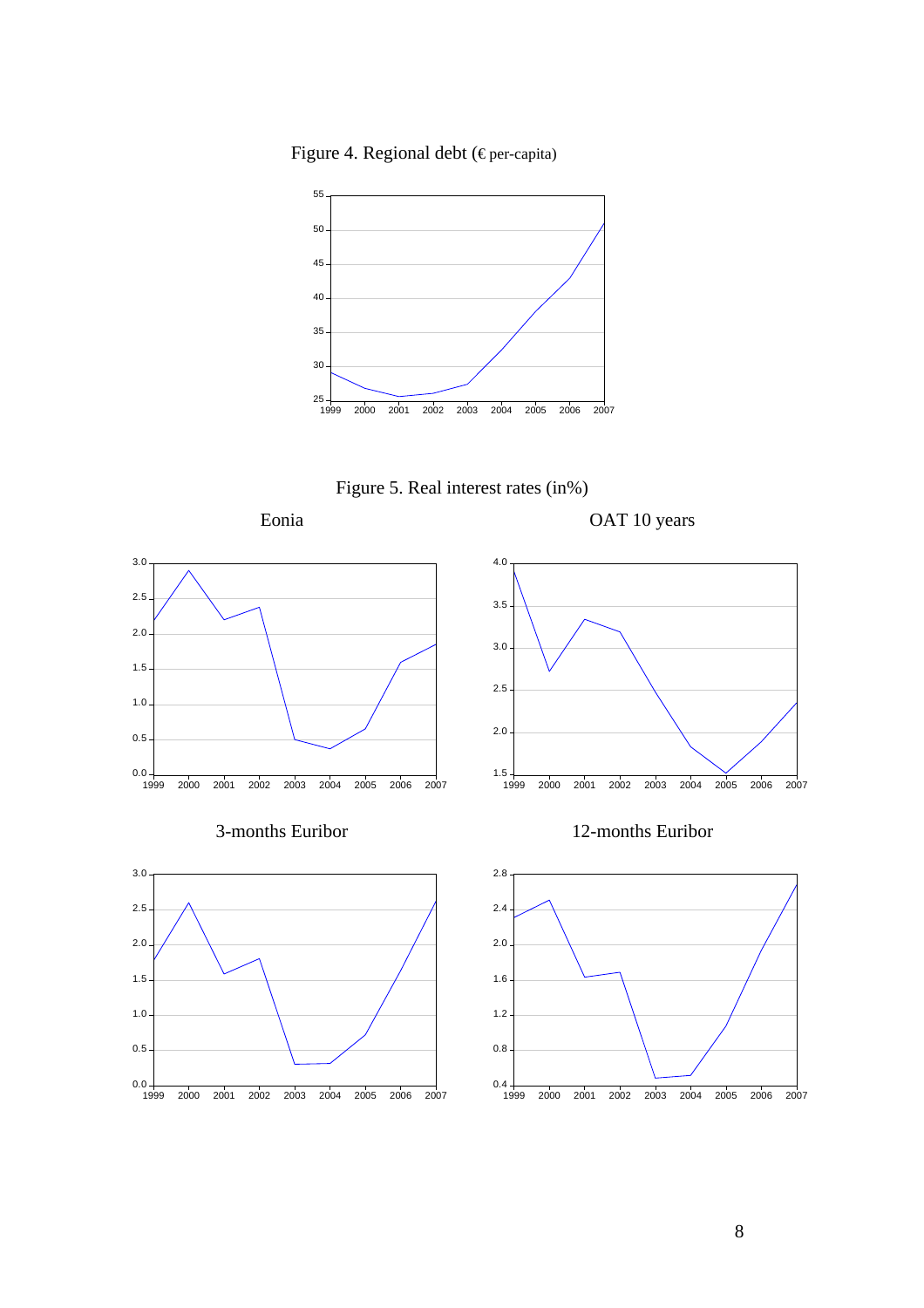Figure 4. Regional debt (€ per-capita)

Figure 5. Real interest rates (in%)

Eonia

OAT 10 years

3-months Euribor

12-months Euribor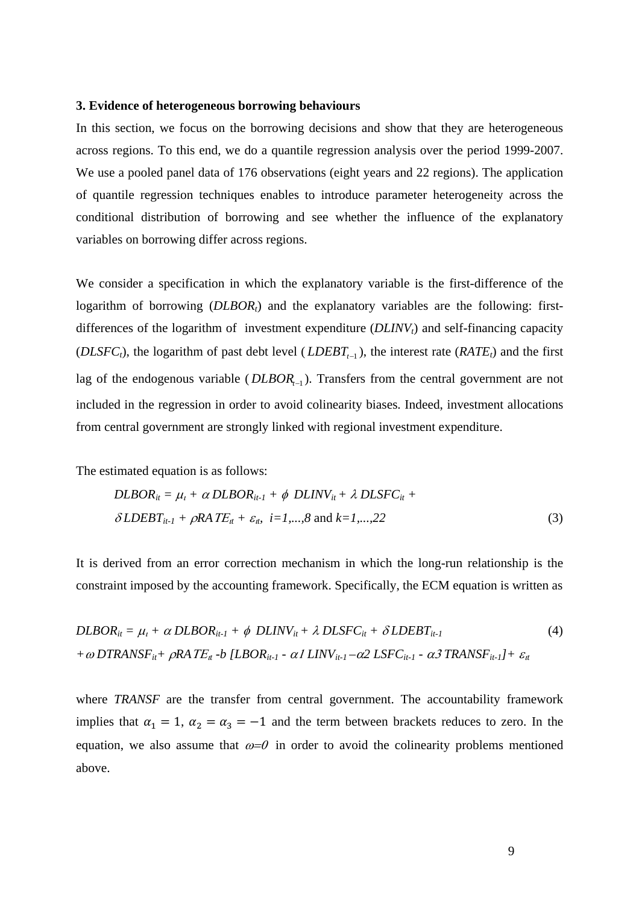**3. Evidence of heterogeneous borrowing behaviours**

In this section, we focus on the borrowing decisions and show that they are heterogeneous across regions. To this end, we do a quantile regression analysis over the period 1999-2007. We use a pooled panel data of 176 observations (eight years and 22 regions). The application of quantile regression techniques enables to introduce parameter heterogeneity across the conditional distribution of borrowing and see whether the influence of the explanatory variables on borrowing differ across regions.

We consider a specification in which the explanatory variable is the first-difference of the logarithm of borrowing ($DLBOR_t$) and the explanatory variables are the following: first-differences of the logarithm of investment expenditure ($DLINV_t$) and self-financing capacity ($DLSFC_t$), the logarithm of past debt level ($LDEBT_{t-1}$), the interest rate ($RATE_t$) and the first lag of the endogenous variable ($DLBOR_{t-1}$). Transfers from the central government are not included in the regression in order to avoid colinearity biases. Indeed, investment allocations from central government are strongly linked with regional investment expenditure.

The estimated equation is as follows:

$$DLBOR_{it} = \mu_t + \alpha\, DLBOR_{it-1} + \phi\; DLINV_{it} + \lambda\, DLSFC_{it} + \delta\, LDEBT_{it-1} + \rho RATE_{tt} + \varepsilon_{it},\;\; i=1,...,8 \text{ and } k=1,...,22 \quad (3)$$

It is derived from an error correction mechanism in which the long-run relationship is the constraint imposed by the accounting framework. Specifically, the ECM equation is written as

$$DLBOR_{it} = \mu_t + \alpha\, DLBOR_{it-1} + \phi\; DLINV_{it} + \lambda\, DLSFC_{it} + \delta\, LDEBT_{it-1} + \omega\, DTRANSF_{it} + \rho RATE_{tt} - b\,[LBOR_{it-1} - \alpha 1\, LINV_{it-1} - \alpha 2\, LSFC_{it-1} - \alpha 3\, TRANSF_{it-1}] + \varepsilon_{tt} \quad (4)$$

where *TRANSF* are the transfer from central government. The accountability framework implies that $\alpha_1 = 1$, $\alpha_2 = \alpha_3 = -1$ and the term between brackets reduces to zero. In the equation, we also assume that $\omega=0$ in order to avoid the colinearity problems mentioned above.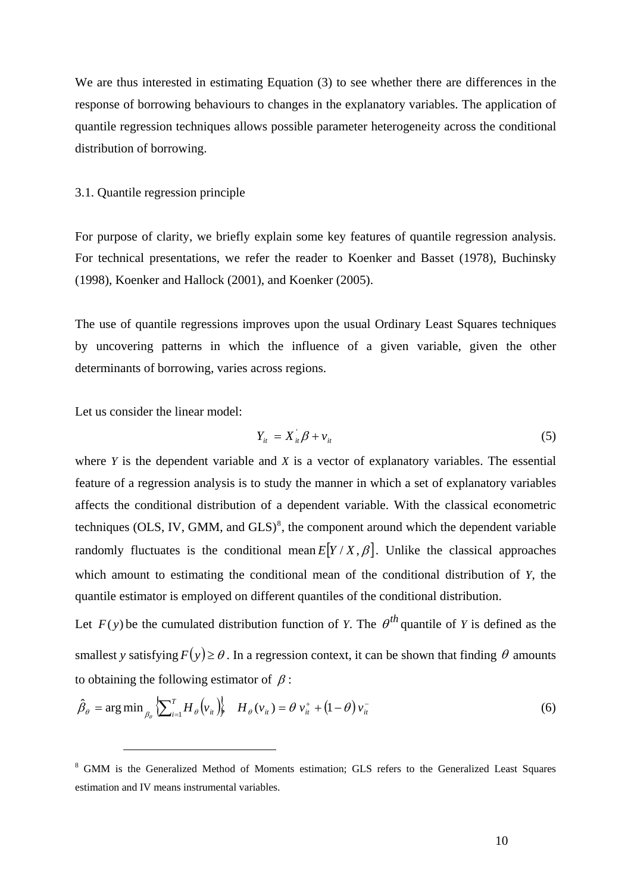We are thus interested in estimating Equation (3) to see whether there are differences in the response of borrowing behaviours to changes in the explanatory variables. The application of quantile regression techniques allows possible parameter heterogeneity across the conditional distribution of borrowing.

### 3.1. Quantile regression principle

For purpose of clarity, we briefly explain some key features of quantile regression analysis. For technical presentations, we refer the reader to Koenker and Basset (1978), Buchinsky (1998), Koenker and Hallock (2001), and Koenker (2005).

The use of quantile regressions improves upon the usual Ordinary Least Squares techniques by uncovering patterns in which the influence of a given variable, given the other determinants of borrowing, varies across regions.

Let us consider the linear model:

$$Y_{it} = X_{it}^{'}\beta + v_{it} \tag{5}$$

where $Y$ is the dependent variable and $X$ is a vector of explanatory variables. The essential feature of a regression analysis is to study the manner in which a set of explanatory variables affects the conditional distribution of a dependent variable. With the classical econometric techniques (OLS, IV, GMM, and GLS)[8], the component around which the dependent variable randomly fluctuates is the conditional mean $E[Y/X,\beta]$. Unlike the classical approaches which amount to estimating the conditional mean of the conditional distribution of $Y$, the quantile estimator is employed on different quantiles of the conditional distribution.

Let $F(y)$ be the cumulated distribution function of $Y$. The $\theta^{th}$ quantile of $Y$ is defined as the smallest $y$ satisfying $F(y) \geq \theta$. In a regression context, it can be shown that finding $\theta$ amounts to obtaining the following estimator of $\beta$:

$$\hat{\beta}_{\theta} = \arg\min_{\beta_{\theta}} \left\{ \sum_{i=1}^{T} H_{\theta}(v_{it}) \right\}, \quad H_{\theta}(v_{it}) = \theta\, v_{it}^{+} + (1-\theta)\, v_{it}^{-} \tag{6}$$

---

[8] GMM is the Generalized Method of Moments estimation; GLS refers to the Generalized Least Squares estimation and IV means instrumental variables.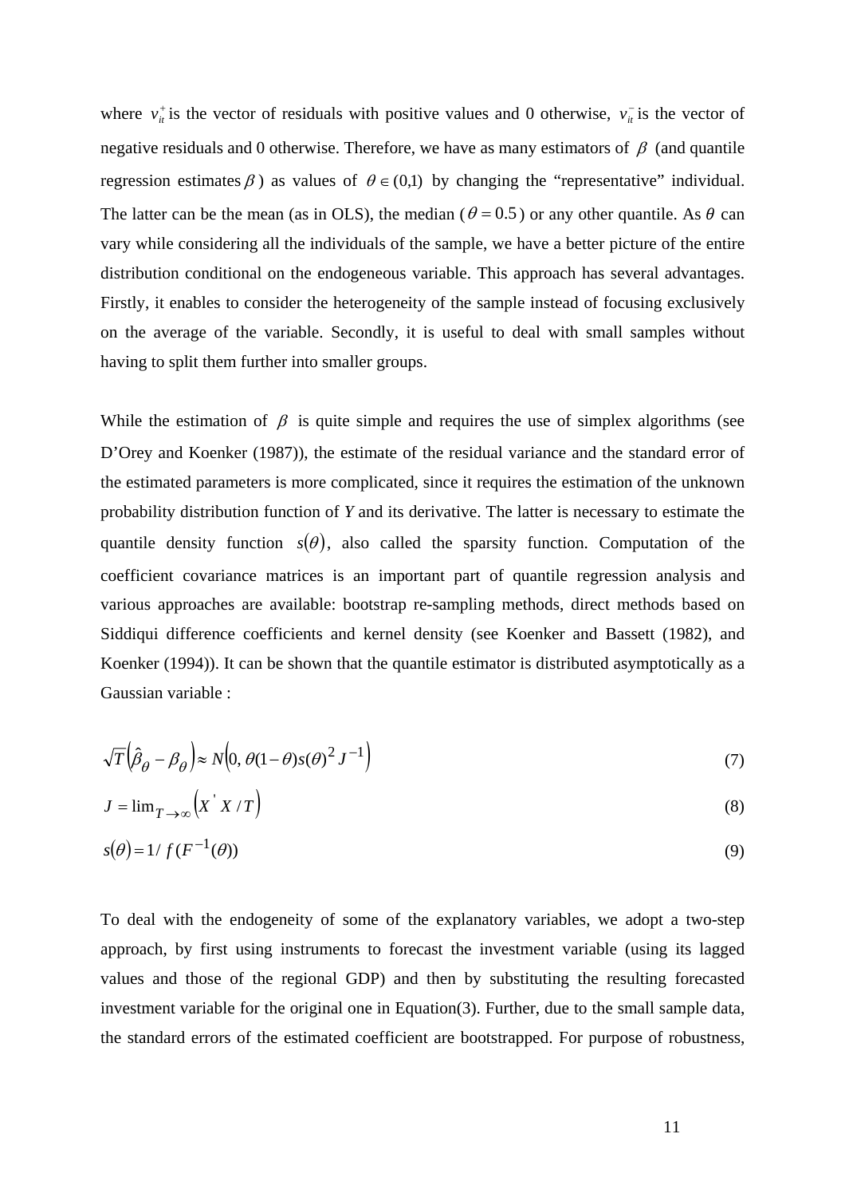where $v_{it}^{+}$ is the vector of residuals with positive values and 0 otherwise, $v_{it}^{-}$ is the vector of negative residuals and 0 otherwise. Therefore, we have as many estimators of $\beta$ (and quantile regression estimates $\beta$ ) as values of $\theta \in (0,1)$ by changing the "representative" individual. The latter can be the mean (as in OLS), the median ( $\theta = 0.5$ ) or any other quantile. As $\theta$ can vary while considering all the individuals of the sample, we have a better picture of the entire distribution conditional on the endogeneous variable. This approach has several advantages. Firstly, it enables to consider the heterogeneity of the sample instead of focusing exclusively on the average of the variable. Secondly, it is useful to deal with small samples without having to split them further into smaller groups.

While the estimation of $\beta$ is quite simple and requires the use of simplex algorithms (see D'Orey and Koenker (1987)), the estimate of the residual variance and the standard error of the estimated parameters is more complicated, since it requires the estimation of the unknown probability distribution function of *Y* and its derivative. The latter is necessary to estimate the quantile density function $s(\theta)$, also called the sparsity function. Computation of the coefficient covariance matrices is an important part of quantile regression analysis and various approaches are available: bootstrap re-sampling methods, direct methods based on Siddiqui difference coefficients and kernel density (see Koenker and Bassett (1982), and Koenker (1994)). It can be shown that the quantile estimator is distributed asymptotically as a Gaussian variable :

$$\sqrt{T}\left(\hat{\beta}_{\theta} - \beta_{\theta}\right) \approx N\left(0, \theta(1-\theta)s(\theta)^{2} J^{-1}\right) \tag{7}$$

$$J = \lim_{T \to \infty}\left(X^{'} X / T\right) \tag{8}$$

$$s(\theta) = 1 / f(F^{-1}(\theta)) \tag{9}$$

To deal with the endogeneity of some of the explanatory variables, we adopt a two-step approach, by first using instruments to forecast the investment variable (using its lagged values and those of the regional GDP) and then by substituting the resulting forecasted investment variable for the original one in Equation(3). Further, due to the small sample data, the standard errors of the estimated coefficient are bootstrapped. For purpose of robustness,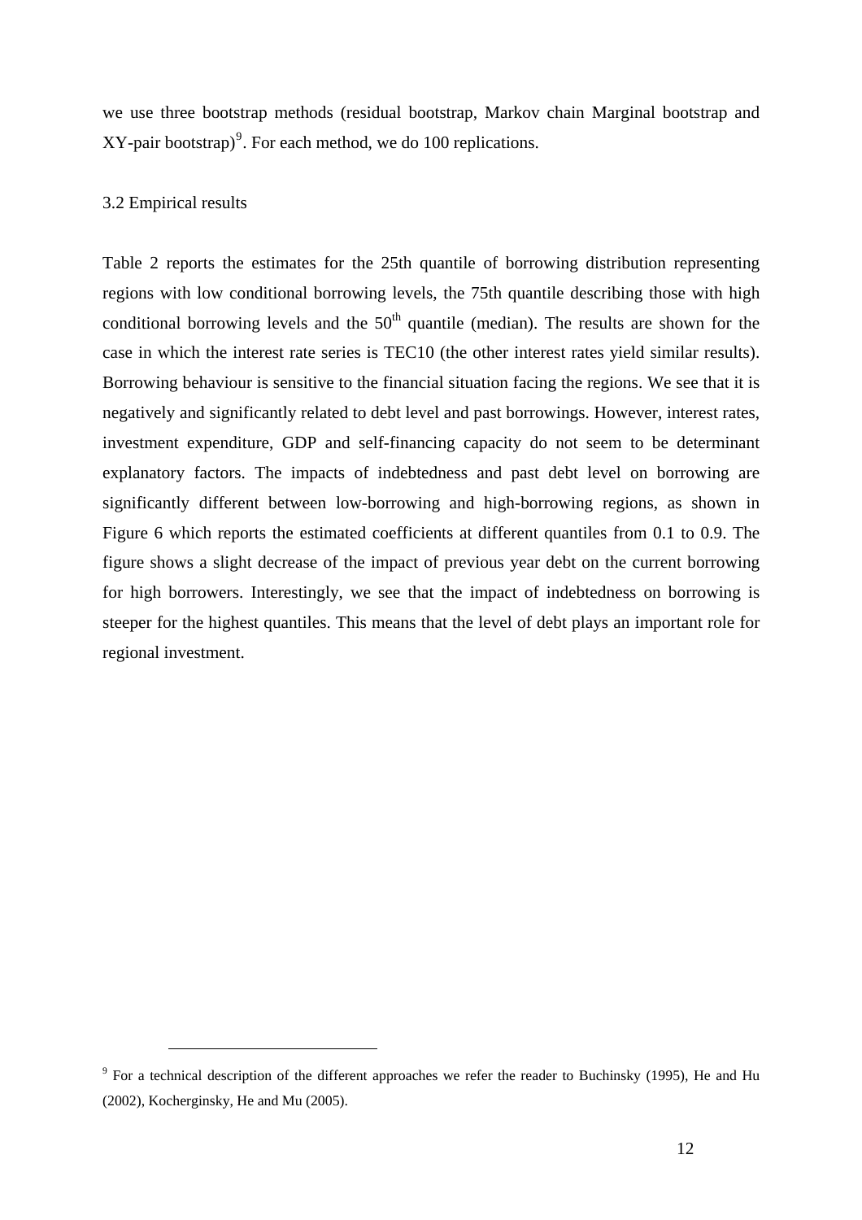we use three bootstrap methods (residual bootstrap, Markov chain Marginal bootstrap and XY-pair bootstrap)[9]. For each method, we do 100 replications.

### 3.2 Empirical results

Table 2 reports the estimates for the 25th quantile of borrowing distribution representing regions with low conditional borrowing levels, the 75th quantile describing those with high conditional borrowing levels and the 50th quantile (median). The results are shown for the case in which the interest rate series is TEC10 (the other interest rates yield similar results). Borrowing behaviour is sensitive to the financial situation facing the regions. We see that it is negatively and significantly related to debt level and past borrowings. However, interest rates, investment expenditure, GDP and self-financing capacity do not seem to be determinant explanatory factors. The impacts of indebtedness and past debt level on borrowing are significantly different between low-borrowing and high-borrowing regions, as shown in Figure 6 which reports the estimated coefficients at different quantiles from 0.1 to 0.9. The figure shows a slight decrease of the impact of previous year debt on the current borrowing for high borrowers. Interestingly, we see that the impact of indebtedness on borrowing is steeper for the highest quantiles. This means that the level of debt plays an important role for regional investment.

[9] For a technical description of the different approaches we refer the reader to Buchinsky (1995), He and Hu (2002), Kocherginsky, He and Mu (2005).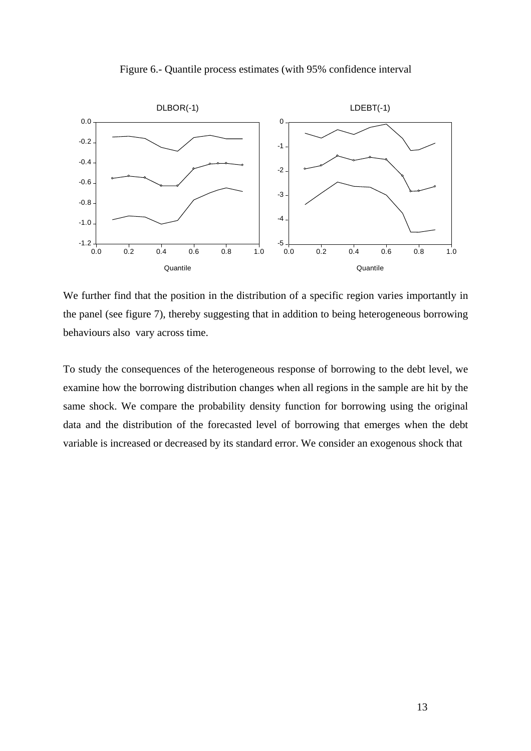Figure 6.- Quantile process estimates (with 95% confidence interval

We further find that the position in the distribution of a specific region varies importantly in the panel (see figure 7), thereby suggesting that in addition to being heterogeneous borrowing behaviours also vary across time.

To study the consequences of the heterogeneous response of borrowing to the debt level, we examine how the borrowing distribution changes when all regions in the sample are hit by the same shock. We compare the probability density function for borrowing using the original data and the distribution of the forecasted level of borrowing that emerges when the debt variable is increased or decreased by its standard error. We consider an exogenous shock that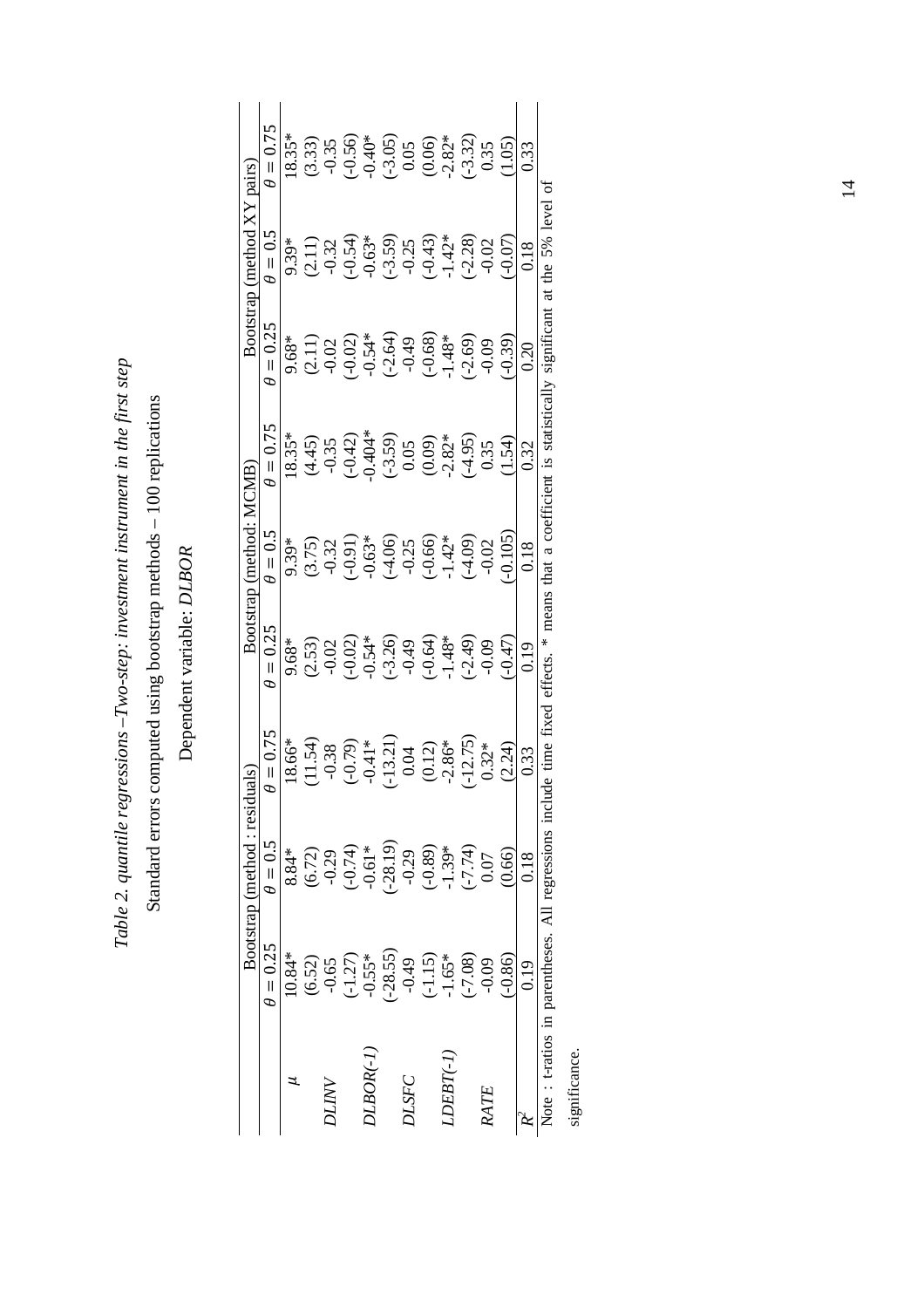*Table 2. quantile regressions –Two-step: investment instrument in the first step*

Standard errors computed using bootstrap methods – 100 replications

Dependent variable: *DLBOR*

| | Bootstrap (method : residuals) | | | Bootstrap (method: MCMB) | | | Bootstrap (method XY pairs) | | |
|---|---|---|---|---|---|---|---|---|---|
| | $\theta = 0.25$ | $\theta = 0.5$ | $\theta = 0.75$ | $\theta = 0.25$ | $\theta = 0.5$ | $\theta = 0.75$ | $\theta = 0.25$ | $\theta = 0.5$ | $\theta = 0.75$ |
| $\mu$ | 10.84* | 8.84* | 18.66* | 9.68* | 9.39* | 18.35* | 9.68* | 9.39* | 18.35* |
| | (6.52) | (6.72) | (11.54) | (2.53) | (3.75) | (4.45) | (2.11) | (2.11) | (3.33) |
| *DLINV* | -0.65 | -0.29 | -0.38 | -0.02 | -0.32 | -0.35 | -0.02 | -0.32 | -0.35 |
| | (-1.27) | (-0.74) | (-0.79) | (-0.02) | (-0.91) | (-0.42) | (-0.02) | (-0.54) | (-0.56) |
| *DLBOR(-1)* | -0.55* | -0.61* | -0.41* | -0.54* | -0.63* | -0.404* | -0.54* | -0.63* | -0.40* |
| | (-28.55) | (-28.19) | (-13.21) | (-3.26) | (-4.06) | (-3.59) | (-2.64) | (-3.59) | (-3.05) |
| *DLSFC* | -0.49 | -0.29 | 0.04 | -0.49 | -0.25 | 0.05 | -0.49 | -0.25 | 0.05 |
| | (-1.15) | (-0.89) | (0.12) | (-0.64) | (-0.66) | (0.09) | (-0.68) | (-0.43) | (0.06) |
| *LDEBT(-1)* | -1.65* | -1.39* | -2.86* | -1.48* | -1.42* | -2.82* | -1.48* | -1.42* | -2.82* |
| | (-7.08) | (-7.74) | (-12.75) | (-2.49) | (-4.09) | (-4.95) | (-2.69) | (-2.28) | (-3.32) |
| *RATE* | -0.09 | 0.07 | 0.32* | -0.09 | -0.02 | 0.35 | -0.09 | -0.02 | 0.35 |
| | (-0.86) | (0.66) | (2.24) | (-0.47) | (-0.105) | (1.54) | (-0.39) | (-0.07) | (1.05) |
| $R^2$ | 0.19 | 0.18 | 0.33 | 0.19 | 0.18 | 0.32 | 0.20 | 0.18 | 0.33 |

Note : t-ratios in parentheses. All regressions include time fixed effects. * means that a coefficient is statistically significant at the 5% level of significance.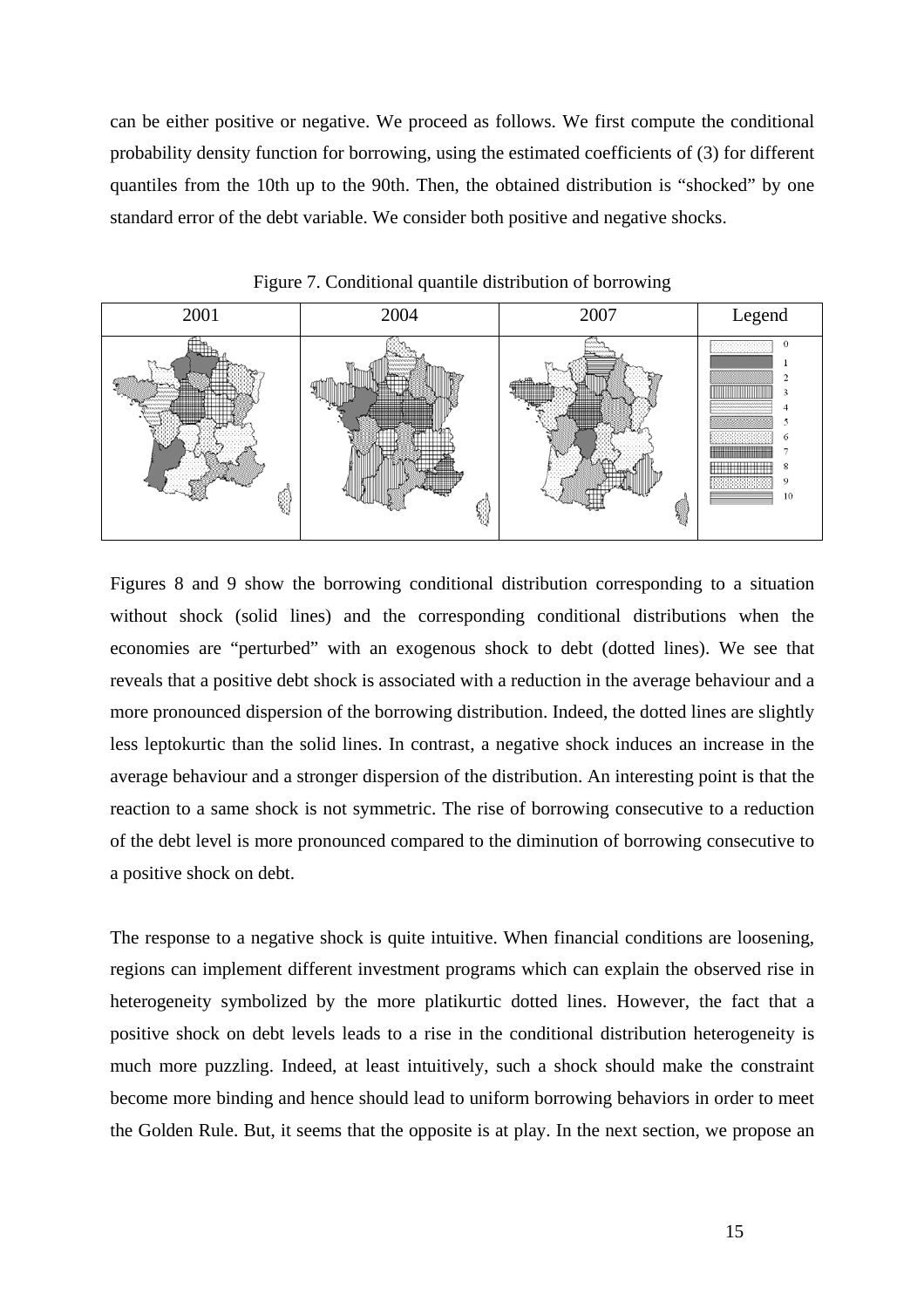can be either positive or negative. We proceed as follows. We first compute the conditional probability density function for borrowing, using the estimated coefficients of (3) for different quantiles from the 10th up to the 90th. Then, the obtained distribution is "shocked" by one standard error of the debt variable. We consider both positive and negative shocks.

Figure 7. Conditional quantile distribution of borrowing

| 2001 | 2004 | 2007 | Legend |
|---|---|---|---|
| | | | 0, 1, 2, 3, 4, 5, 6, 7, 8, 9, 10 |

Figures 8 and 9 show the borrowing conditional distribution corresponding to a situation without shock (solid lines) and the corresponding conditional distributions when the economies are "perturbed" with an exogenous shock to debt (dotted lines). We see that reveals that a positive debt shock is associated with a reduction in the average behaviour and a more pronounced dispersion of the borrowing distribution. Indeed, the dotted lines are slightly less leptokurtic than the solid lines. In contrast, a negative shock induces an increase in the average behaviour and a stronger dispersion of the distribution. An interesting point is that the reaction to a same shock is not symmetric. The rise of borrowing consecutive to a reduction of the debt level is more pronounced compared to the diminution of borrowing consecutive to a positive shock on debt.

The response to a negative shock is quite intuitive. When financial conditions are loosening, regions can implement different investment programs which can explain the observed rise in heterogeneity symbolized by the more platikurtic dotted lines. However, the fact that a positive shock on debt levels leads to a rise in the conditional distribution heterogeneity is much more puzzling. Indeed, at least intuitively, such a shock should make the constraint become more binding and hence should lead to uniform borrowing behaviors in order to meet the Golden Rule. But, it seems that the opposite is at play. In the next section, we propose an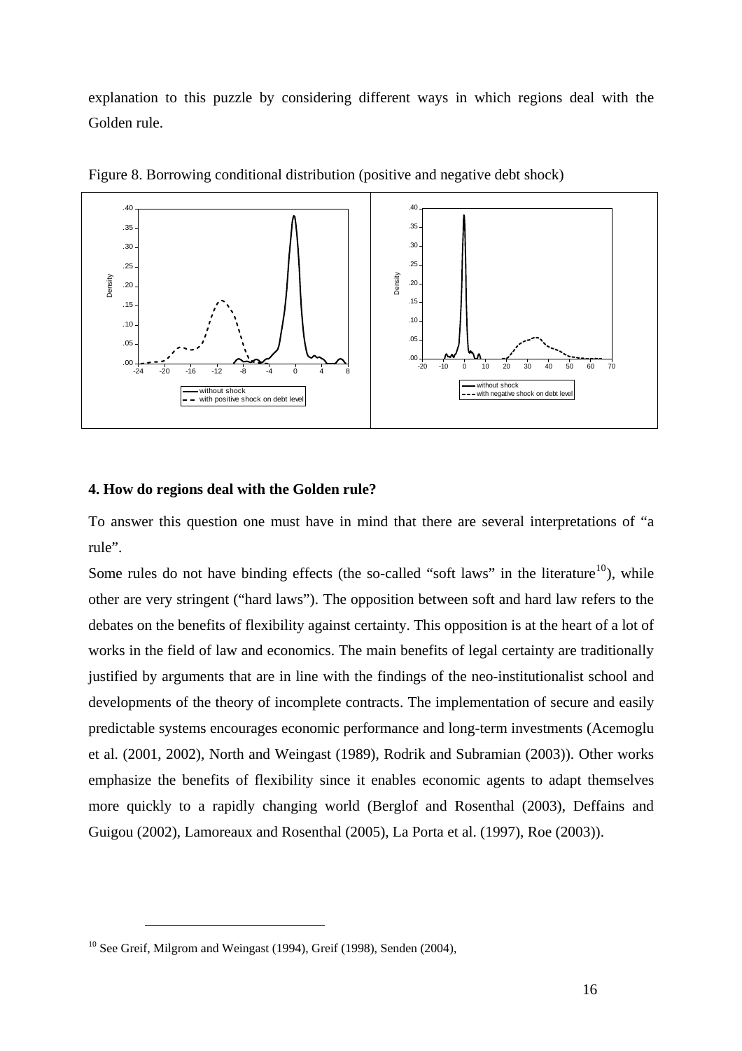explanation to this puzzle by considering different ways in which regions deal with the Golden rule.

Figure 8. Borrowing conditional distribution (positive and negative debt shock)

## 4. How do regions deal with the Golden rule?

To answer this question one must have in mind that there are several interpretations of "a rule".

Some rules do not have binding effects (the so-called "soft laws" in the literature[10]), while other are very stringent ("hard laws"). The opposition between soft and hard law refers to the debates on the benefits of flexibility against certainty. This opposition is at the heart of a lot of works in the field of law and economics. The main benefits of legal certainty are traditionally justified by arguments that are in line with the findings of the neo-institutionalist school and developments of the theory of incomplete contracts. The implementation of secure and easily predictable systems encourages economic performance and long-term investments (Acemoglu et al. (2001, 2002), North and Weingast (1989), Rodrik and Subramian (2003)). Other works emphasize the benefits of flexibility since it enables economic agents to adapt themselves more quickly to a rapidly changing world (Berglof and Rosenthal (2003), Deffains and Guigou (2002), Lamoreaux and Rosenthal (2005), La Porta et al. (1997), Roe (2003)).

[10] See Greif, Milgrom and Weingast (1994), Greif (1998), Senden (2004),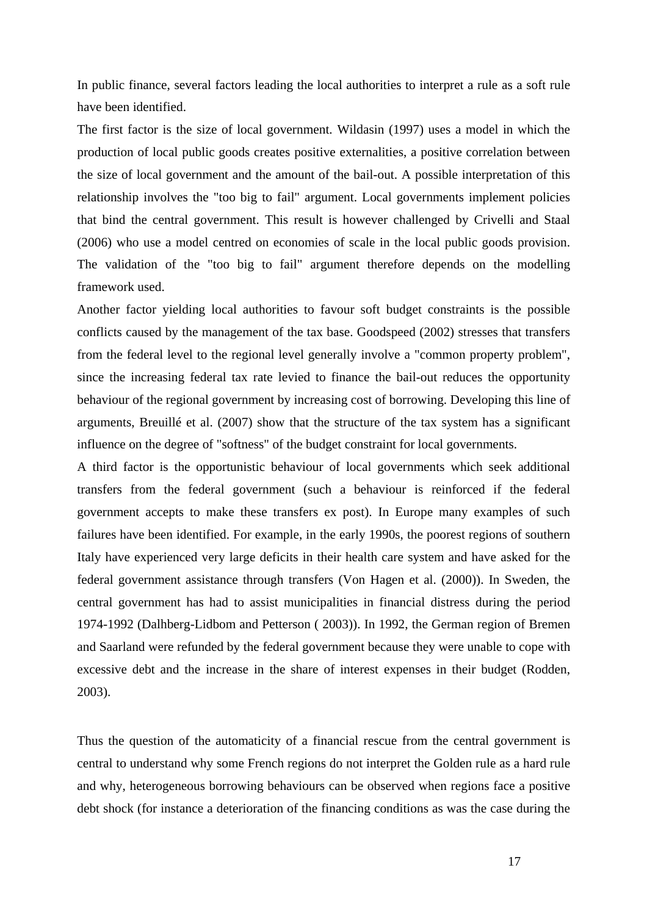In public finance, several factors leading the local authorities to interpret a rule as a soft rule have been identified.

The first factor is the size of local government. Wildasin (1997) uses a model in which the production of local public goods creates positive externalities, a positive correlation between the size of local government and the amount of the bail-out. A possible interpretation of this relationship involves the "too big to fail" argument. Local governments implement policies that bind the central government. This result is however challenged by Crivelli and Staal (2006) who use a model centred on economies of scale in the local public goods provision. The validation of the "too big to fail" argument therefore depends on the modelling framework used.

Another factor yielding local authorities to favour soft budget constraints is the possible conflicts caused by the management of the tax base. Goodspeed (2002) stresses that transfers from the federal level to the regional level generally involve a "common property problem", since the increasing federal tax rate levied to finance the bail-out reduces the opportunity behaviour of the regional government by increasing cost of borrowing. Developing this line of arguments, Breuillé et al. (2007) show that the structure of the tax system has a significant influence on the degree of "softness" of the budget constraint for local governments.

A third factor is the opportunistic behaviour of local governments which seek additional transfers from the federal government (such a behaviour is reinforced if the federal government accepts to make these transfers ex post). In Europe many examples of such failures have been identified. For example, in the early 1990s, the poorest regions of southern Italy have experienced very large deficits in their health care system and have asked for the federal government assistance through transfers (Von Hagen et al. (2000)). In Sweden, the central government has had to assist municipalities in financial distress during the period 1974-1992 (Dalhberg-Lidbom and Petterson ( 2003)). In 1992, the German region of Bremen and Saarland were refunded by the federal government because they were unable to cope with excessive debt and the increase in the share of interest expenses in their budget (Rodden, 2003).

Thus the question of the automaticity of a financial rescue from the central government is central to understand why some French regions do not interpret the Golden rule as a hard rule and why, heterogeneous borrowing behaviours can be observed when regions face a positive debt shock (for instance a deterioration of the financing conditions as was the case during the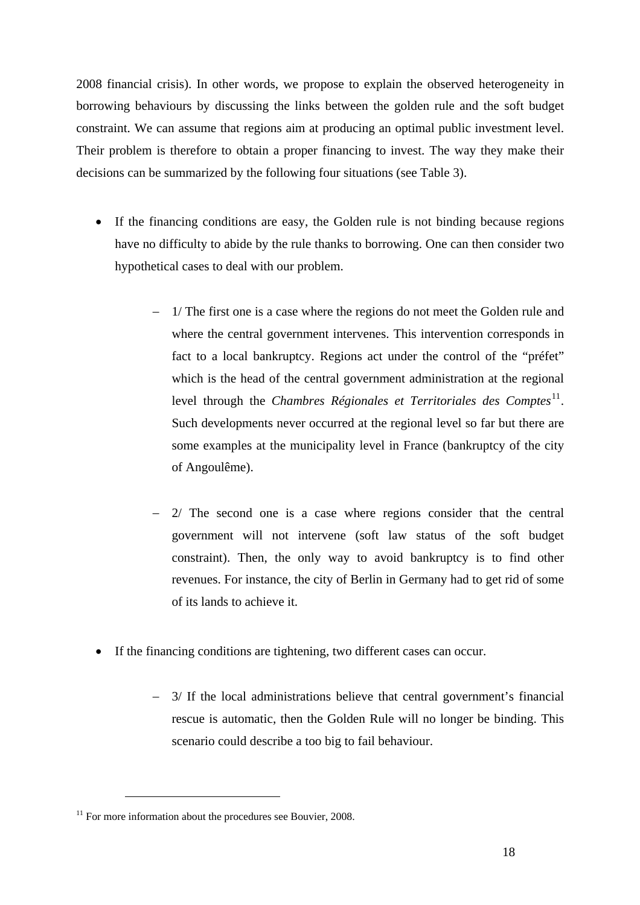2008 financial crisis). In other words, we propose to explain the observed heterogeneity in borrowing behaviours by discussing the links between the golden rule and the soft budget constraint. We can assume that regions aim at producing an optimal public investment level. Their problem is therefore to obtain a proper financing to invest. The way they make their decisions can be summarized by the following four situations (see Table 3).

- If the financing conditions are easy, the Golden rule is not binding because regions have no difficulty to abide by the rule thanks to borrowing. One can then consider two hypothetical cases to deal with our problem.

  - 1/ The first one is a case where the regions do not meet the Golden rule and where the central government intervenes. This intervention corresponds in fact to a local bankruptcy. Regions act under the control of the "préfet" which is the head of the central government administration at the regional level through the *Chambres Régionales et Territoriales des Comptes*[11]. Such developments never occurred at the regional level so far but there are some examples at the municipality level in France (bankruptcy of the city of Angoulême).

  - 2/ The second one is a case where regions consider that the central government will not intervene (soft law status of the soft budget constraint). Then, the only way to avoid bankruptcy is to find other revenues. For instance, the city of Berlin in Germany had to get rid of some of its lands to achieve it.

- If the financing conditions are tightening, two different cases can occur.

  - 3/ If the local administrations believe that central government's financial rescue is automatic, then the Golden Rule will no longer be binding. This scenario could describe a too big to fail behaviour.

[11] For more information about the procedures see Bouvier, 2008.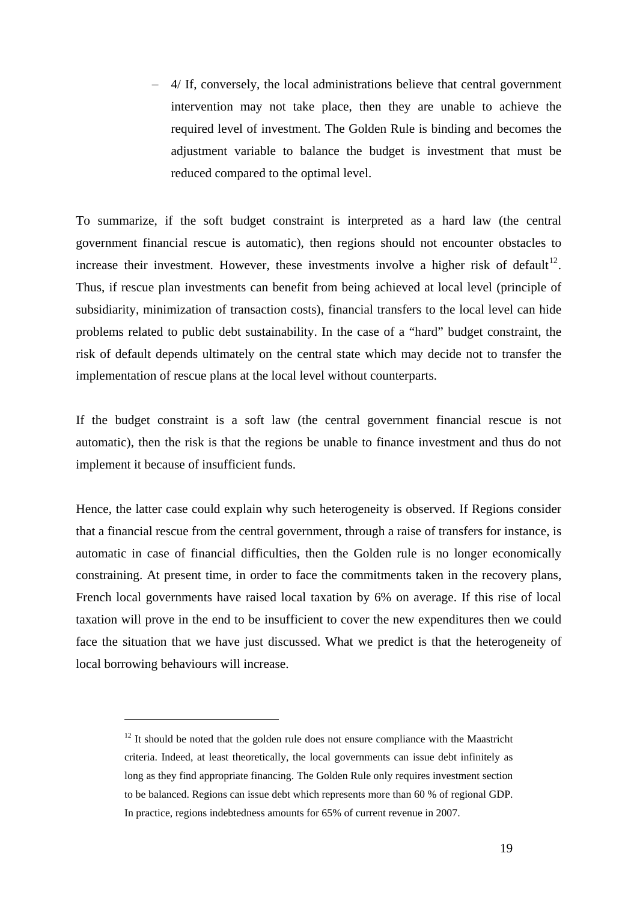- 4/ If, conversely, the local administrations believe that central government intervention may not take place, then they are unable to achieve the required level of investment. The Golden Rule is binding and becomes the adjustment variable to balance the budget is investment that must be reduced compared to the optimal level.

To summarize, if the soft budget constraint is interpreted as a hard law (the central government financial rescue is automatic), then regions should not encounter obstacles to increase their investment. However, these investments involve a higher risk of default[12]. Thus, if rescue plan investments can benefit from being achieved at local level (principle of subsidiarity, minimization of transaction costs), financial transfers to the local level can hide problems related to public debt sustainability. In the case of a "hard" budget constraint, the risk of default depends ultimately on the central state which may decide not to transfer the implementation of rescue plans at the local level without counterparts.

If the budget constraint is a soft law (the central government financial rescue is not automatic), then the risk is that the regions be unable to finance investment and thus do not implement it because of insufficient funds.

Hence, the latter case could explain why such heterogeneity is observed. If Regions consider that a financial rescue from the central government, through a raise of transfers for instance, is automatic in case of financial difficulties, then the Golden rule is no longer economically constraining. At present time, in order to face the commitments taken in the recovery plans, French local governments have raised local taxation by 6% on average. If this rise of local taxation will prove in the end to be insufficient to cover the new expenditures then we could face the situation that we have just discussed. What we predict is that the heterogeneity of local borrowing behaviours will increase.

[12] It should be noted that the golden rule does not ensure compliance with the Maastricht criteria. Indeed, at least theoretically, the local governments can issue debt infinitely as long as they find appropriate financing. The Golden Rule only requires investment section to be balanced. Regions can issue debt which represents more than 60 % of regional GDP. In practice, regions indebtedness amounts for 65% of current revenue in 2007.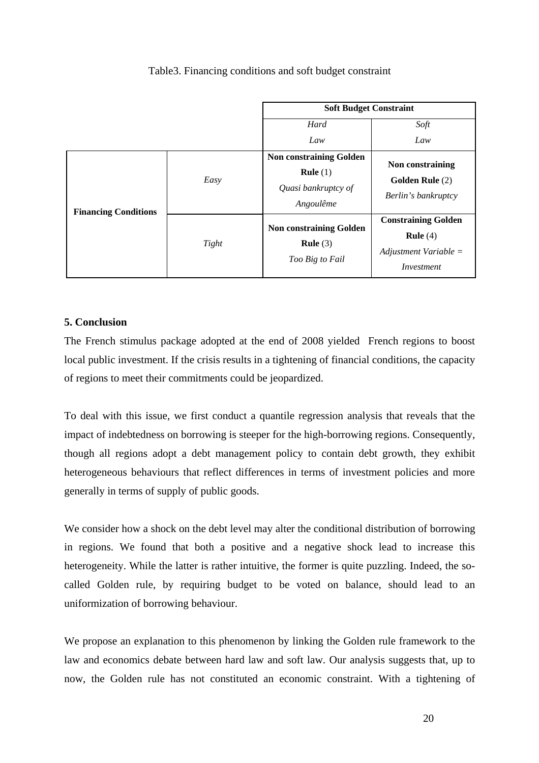Table3. Financing conditions and soft budget constraint

| | | Soft Budget Constraint | |
|---|---|---|---|
| | | *Hard Law* | *Soft Law* |
| **Financing Conditions** | *Easy* | **Non constraining Golden Rule** (1) *Quasi bankruptcy of Angoulême* | **Non constraining Golden Rule** (2) *Berlin's bankruptcy* |
| | *Tight* | **Non constraining Golden Rule** (3) *Too Big to Fail* | **Constraining Golden Rule** (4) *Adjustment Variable = Investment* |

## 5. Conclusion

The French stimulus package adopted at the end of 2008 yielded French regions to boost local public investment. If the crisis results in a tightening of financial conditions, the capacity of regions to meet their commitments could be jeopardized.

To deal with this issue, we first conduct a quantile regression analysis that reveals that the impact of indebtedness on borrowing is steeper for the high-borrowing regions. Consequently, though all regions adopt a debt management policy to contain debt growth, they exhibit heterogeneous behaviours that reflect differences in terms of investment policies and more generally in terms of supply of public goods.

We consider how a shock on the debt level may alter the conditional distribution of borrowing in regions. We found that both a positive and a negative shock lead to increase this heterogeneity. While the latter is rather intuitive, the former is quite puzzling. Indeed, the so-called Golden rule, by requiring budget to be voted on balance, should lead to an uniformization of borrowing behaviour.

We propose an explanation to this phenomenon by linking the Golden rule framework to the law and economics debate between hard law and soft law. Our analysis suggests that, up to now, the Golden rule has not constituted an economic constraint. With a tightening of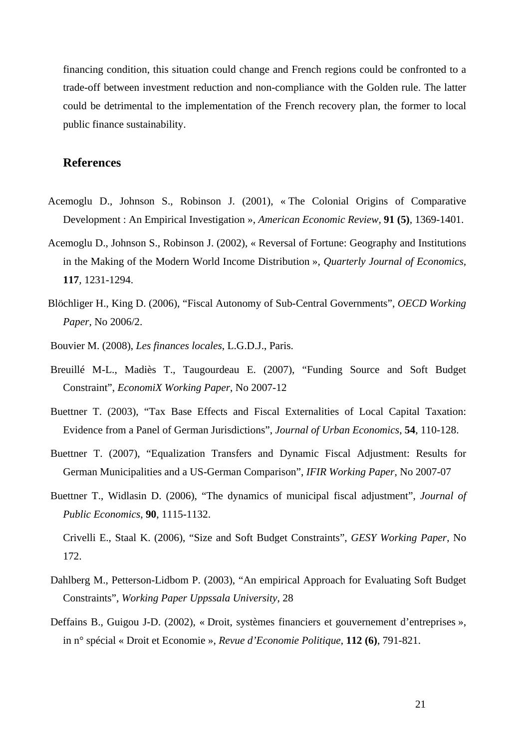financing condition, this situation could change and French regions could be confronted to a trade-off between investment reduction and non-compliance with the Golden rule. The latter could be detrimental to the implementation of the French recovery plan, the former to local public finance sustainability.

## References

Acemoglu D., Johnson S., Robinson J. (2001), « The Colonial Origins of Comparative Development : An Empirical Investigation », *American Economic Review*, **91 (5)**, 1369-1401.

Acemoglu D., Johnson S., Robinson J. (2002), « Reversal of Fortune: Geography and Institutions in the Making of the Modern World Income Distribution », *Quarterly Journal of Economics*, **117**, 1231-1294.

Blöchliger H., King D. (2006), "Fiscal Autonomy of Sub-Central Governments", *OECD Working Paper*, No 2006/2.

Bouvier M. (2008), *Les finances locales*, L.G.D.J., Paris.

Breuillé M-L., Madiès T., Taugourdeau E. (2007), "Funding Source and Soft Budget Constraint", *EconomiX Working Paper*, No 2007-12

Buettner T. (2003), "Tax Base Effects and Fiscal Externalities of Local Capital Taxation: Evidence from a Panel of German Jurisdictions", *Journal of Urban Economics*, **54**, 110-128.

Buettner T. (2007), "Equalization Transfers and Dynamic Fiscal Adjustment: Results for German Municipalities and a US-German Comparison", *IFIR Working Paper*, No 2007-07

Buettner T., Widlasin D. (2006), "The dynamics of municipal fiscal adjustment", *Journal of Public Economics*, **90**, 1115-1132.

Crivelli E., Staal K. (2006), "Size and Soft Budget Constraints", *GESY Working Paper*, No 172.

Dahlberg M., Petterson-Lidbom P. (2003), "An empirical Approach for Evaluating Soft Budget Constraints", *Working Paper Uppssala University*, 28

Deffains B., Guigou J-D. (2002), « Droit, systèmes financiers et gouvernement d'entreprises », in n° spécial « Droit et Economie », *Revue d'Economie Politique*, **112 (6)**, 791-821.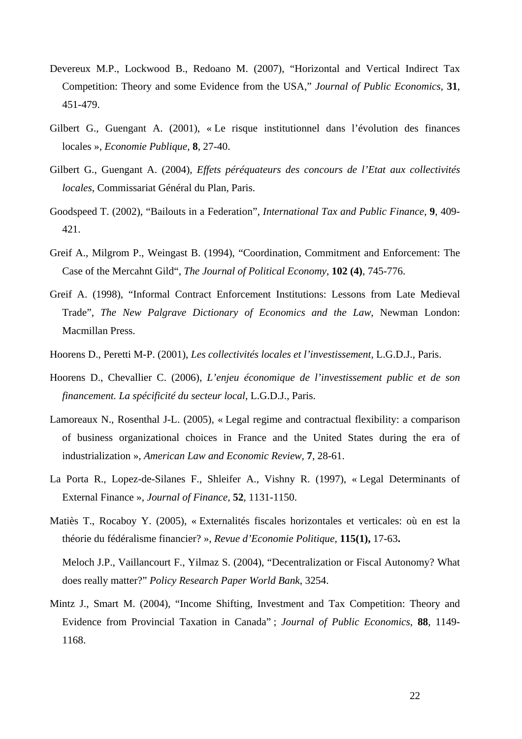Devereux M.P., Lockwood B., Redoano M. (2007), "Horizontal and Vertical Indirect Tax Competition: Theory and some Evidence from the USA," *Journal of Public Economics*, **31**, 451-479.

Gilbert G., Guengant A. (2001), « Le risque institutionnel dans l'évolution des finances locales », *Economie Publique*, **8**, 27-40.

Gilbert G., Guengant A. (2004), *Effets péréquateurs des concours de l'Etat aux collectivités locales*, Commissariat Général du Plan, Paris.

Goodspeed T. (2002), "Bailouts in a Federation", *International Tax and Public Finance*, **9**, 409-421.

Greif A., Milgrom P., Weingast B. (1994), "Coordination, Commitment and Enforcement: The Case of the Mercahnt Gild", *The Journal of Political Economy*, **102 (4)**, 745-776.

Greif A. (1998), "Informal Contract Enforcement Institutions: Lessons from Late Medieval Trade", *The New Palgrave Dictionary of Economics and the Law*, Newman London: Macmillan Press.

Hoorens D., Peretti M-P. (2001), *Les collectivités locales et l'investissement*, L.G.D.J., Paris.

Hoorens D., Chevallier C. (2006), *L'enjeu économique de l'investissement public et de son financement. La spécificité du secteur local*, L.G.D.J., Paris.

Lamoreaux N., Rosenthal J-L. (2005), « Legal regime and contractual flexibility: a comparison of business organizational choices in France and the United States during the era of industrialization », *American Law and Economic Review*, **7**, 28-61.

La Porta R., Lopez-de-Silanes F., Shleifer A., Vishny R. (1997), « Legal Determinants of External Finance », *Journal of Finance,* **52**, 1131-1150.

Matiès T., Rocaboy Y. (2005), « Externalités fiscales horizontales et verticales: où en est la théorie du fédéralisme financier? », *Revue d'Economie Politique*, **115(1),** 17-63**.**

Meloch J.P., Vaillancourt F., Yilmaz S. (2004), "Decentralization or Fiscal Autonomy? What does really matter?" *Policy Research Paper World Bank*, 3254.

Mintz J., Smart M. (2004), "Income Shifting, Investment and Tax Competition: Theory and Evidence from Provincial Taxation in Canada" ; *Journal of Public Economics*, **88**, 1149-1168.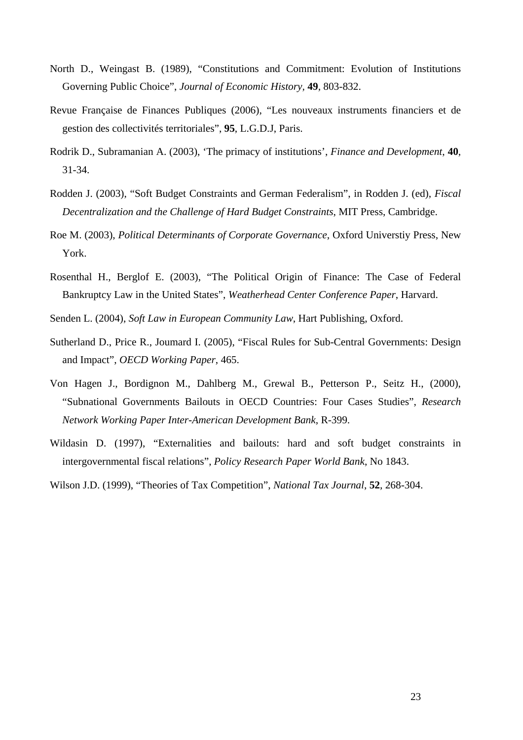North D., Weingast B. (1989), “Constitutions and Commitment: Evolution of Institutions Governing Public Choice”, *Journal of Economic History*, **49**, 803-832.

Revue Française de Finances Publiques (2006), “Les nouveaux instruments financiers et de gestion des collectivités territoriales”, **95**, L.G.D.J, Paris.

Rodrik D., Subramanian A. (2003), ‘The primacy of institutions’, *Finance and Development*, **40**, 31-34.

Rodden J. (2003), “Soft Budget Constraints and German Federalism”, in Rodden J. (ed), *Fiscal Decentralization and the Challenge of Hard Budget Constraints*, MIT Press, Cambridge.

Roe M. (2003), *Political Determinants of Corporate Governance*, Oxford Universtiy Press, New York.

Rosenthal H., Berglof E. (2003), “The Political Origin of Finance: The Case of Federal Bankruptcy Law in the United States”, *Weatherhead Center Conference Paper*, Harvard.

Senden L. (2004), *Soft Law in European Community Law*, Hart Publishing, Oxford.

Sutherland D., Price R., Joumard I. (2005), “Fiscal Rules for Sub-Central Governments: Design and Impact”, *OECD Working Paper*, 465.

Von Hagen J., Bordignon M., Dahlberg M., Grewal B., Petterson P., Seitz H., (2000), “Subnational Governments Bailouts in OECD Countries: Four Cases Studies”, *Research Network Working Paper Inter-American Development Bank*, R-399.

Wildasin D. (1997), “Externalities and bailouts: hard and soft budget constraints in intergovernmental fiscal relations”, *Policy Research Paper World Bank*, No 1843.

Wilson J.D. (1999), “Theories of Tax Competition”, *National Tax Journal*, **52**, 268-304.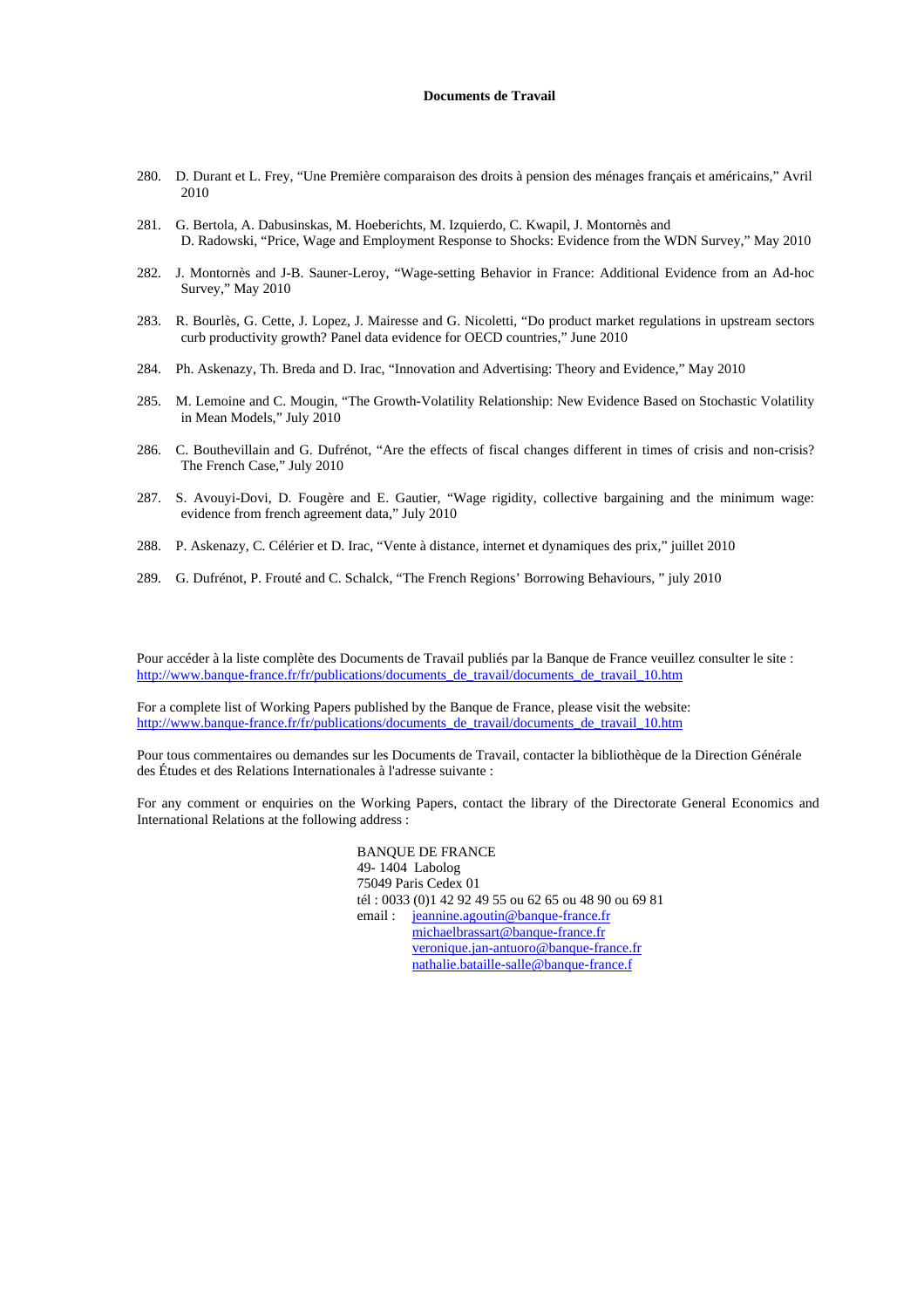**Documents de Travail**

280. D. Durant et L. Frey, "Une Première comparaison des droits à pension des ménages français et américains," Avril 2010

281. G. Bertola, A. Dabusinskas, M. Hoeberichts, M. Izquierdo, C. Kwapil, J. Montornès and D. Radowski, "Price, Wage and Employment Response to Shocks: Evidence from the WDN Survey," May 2010

282. J. Montornès and J-B. Sauner-Leroy, "Wage-setting Behavior in France: Additional Evidence from an Ad-hoc Survey," May 2010

283. R. Bourlès, G. Cette, J. Lopez, J. Mairesse and G. Nicoletti, "Do product market regulations in upstream sectors curb productivity growth? Panel data evidence for OECD countries," June 2010

284. Ph. Askenazy, Th. Breda and D. Irac, "Innovation and Advertising: Theory and Evidence," May 2010

285. M. Lemoine and C. Mougin, "The Growth-Volatility Relationship: New Evidence Based on Stochastic Volatility in Mean Models," July 2010

286. C. Bouthevillain and G. Dufrénot, "Are the effects of fiscal changes different in times of crisis and non-crisis? The French Case," July 2010

287. S. Avouyi-Dovi, D. Fougère and E. Gautier, "Wage rigidity, collective bargaining and the minimum wage: evidence from french agreement data," July 2010

288. P. Askenazy, C. Célérier et D. Irac, "Vente à distance, internet et dynamiques des prix," juillet 2010

289. G. Dufrénot, P. Frouté and C. Schalck, "The French Regions' Borrowing Behaviours, " july 2010

Pour accéder à la liste complète des Documents de Travail publiés par la Banque de France veuillez consulter le site :
http://www.banque-france.fr/fr/publications/documents_de_travail/documents_de_travail_10.htm

For a complete list of Working Papers published by the Banque de France, please visit the website:
http://www.banque-france.fr/fr/publications/documents_de_travail/documents_de_travail_10.htm

Pour tous commentaires ou demandes sur les Documents de Travail, contacter la bibliothèque de la Direction Générale des Études et des Relations Internationales à l'adresse suivante :

For any comment or enquiries on the Working Papers, contact the library of the Directorate General Economics and International Relations at the following address :

BANQUE DE FRANCE
49- 1404 Labolog
75049 Paris Cedex 01
tél : 0033 (0)1 42 92 49 55 ou 62 65 ou 48 90 ou 69 81
email : jeannine.agoutin@banque-france.fr
michaelbrassart@banque-france.fr
veronique.jan-antuoro@banque-france.fr
nathalie.bataille-salle@banque-france.f